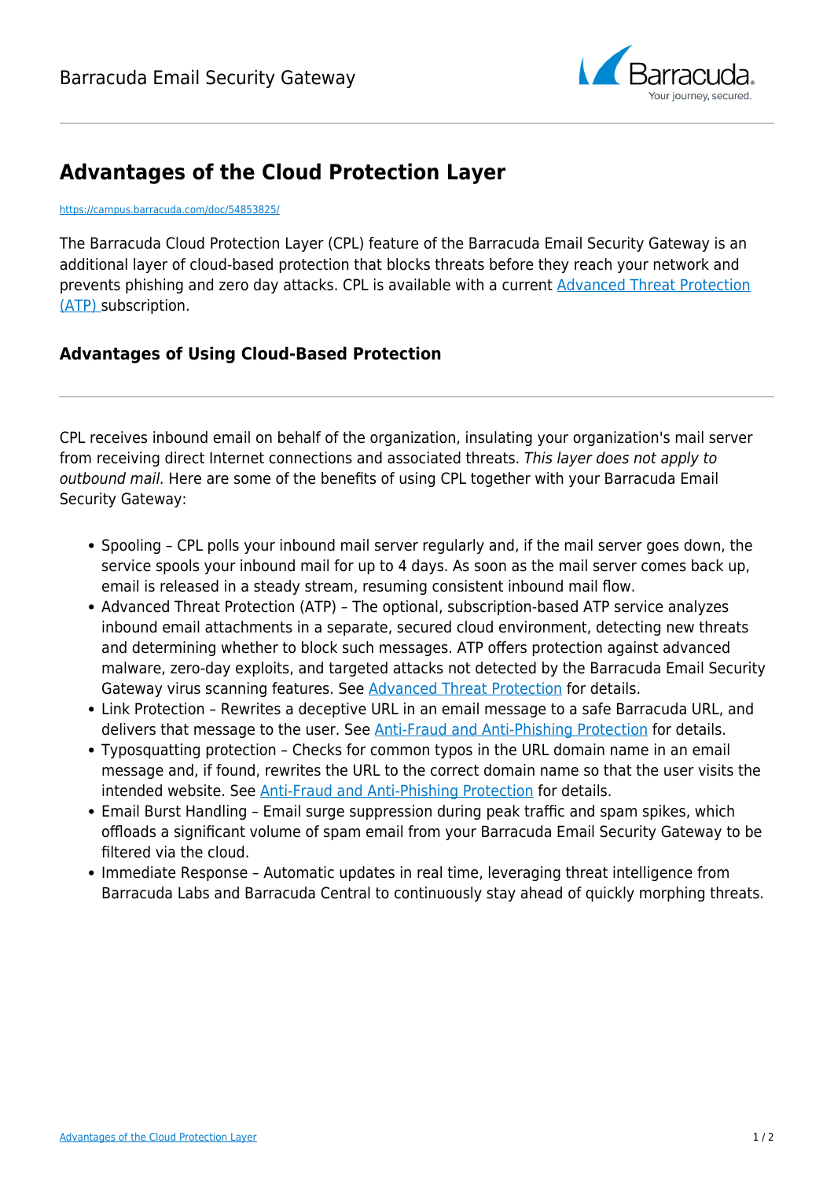# Advantages of the Cloud Protection Layer

https://campus.barracuda.com/doc/54853825/

The Barracuda Cloud Protection Layer (CPL) feature of the Barracuda Email Security Gateway is an additional layer of cloud-based protection that blocks threats before they reach your network and prevents phishing and zero day attacks. CPL is available with a current Advanced Threat Protection (ATP) subscription.

## Advantages of Using Cloud-Based Protection

---

CPL receives inbound email on behalf of the organization, insulating your organization's mail server from receiving direct Internet connections and associated threats. *This layer does not apply to outbound mail.* Here are some of the benefits of using CPL together with your Barracuda Email Security Gateway:

- Spooling – CPL polls your inbound mail server regularly and, if the mail server goes down, the service spools your inbound mail for up to 4 days. As soon as the mail server comes back up, email is released in a steady stream, resuming consistent inbound mail flow.
- Advanced Threat Protection (ATP) – The optional, subscription-based ATP service analyzes inbound email attachments in a separate, secured cloud environment, detecting new threats and determining whether to block such messages. ATP offers protection against advanced malware, zero-day exploits, and targeted attacks not detected by the Barracuda Email Security Gateway virus scanning features. See Advanced Threat Protection for details.
- Link Protection – Rewrites a deceptive URL in an email message to a safe Barracuda URL, and delivers that message to the user. See Anti-Fraud and Anti-Phishing Protection for details.
- Typosquatting protection – Checks for common typos in the URL domain name in an email message and, if found, rewrites the URL to the correct domain name so that the user visits the intended website. See Anti-Fraud and Anti-Phishing Protection for details.
- Email Burst Handling – Email surge suppression during peak traffic and spam spikes, which offloads a significant volume of spam email from your Barracuda Email Security Gateway to be filtered via the cloud.
- Immediate Response – Automatic updates in real time, leveraging threat intelligence from Barracuda Labs and Barracuda Central to continuously stay ahead of quickly morphing threats.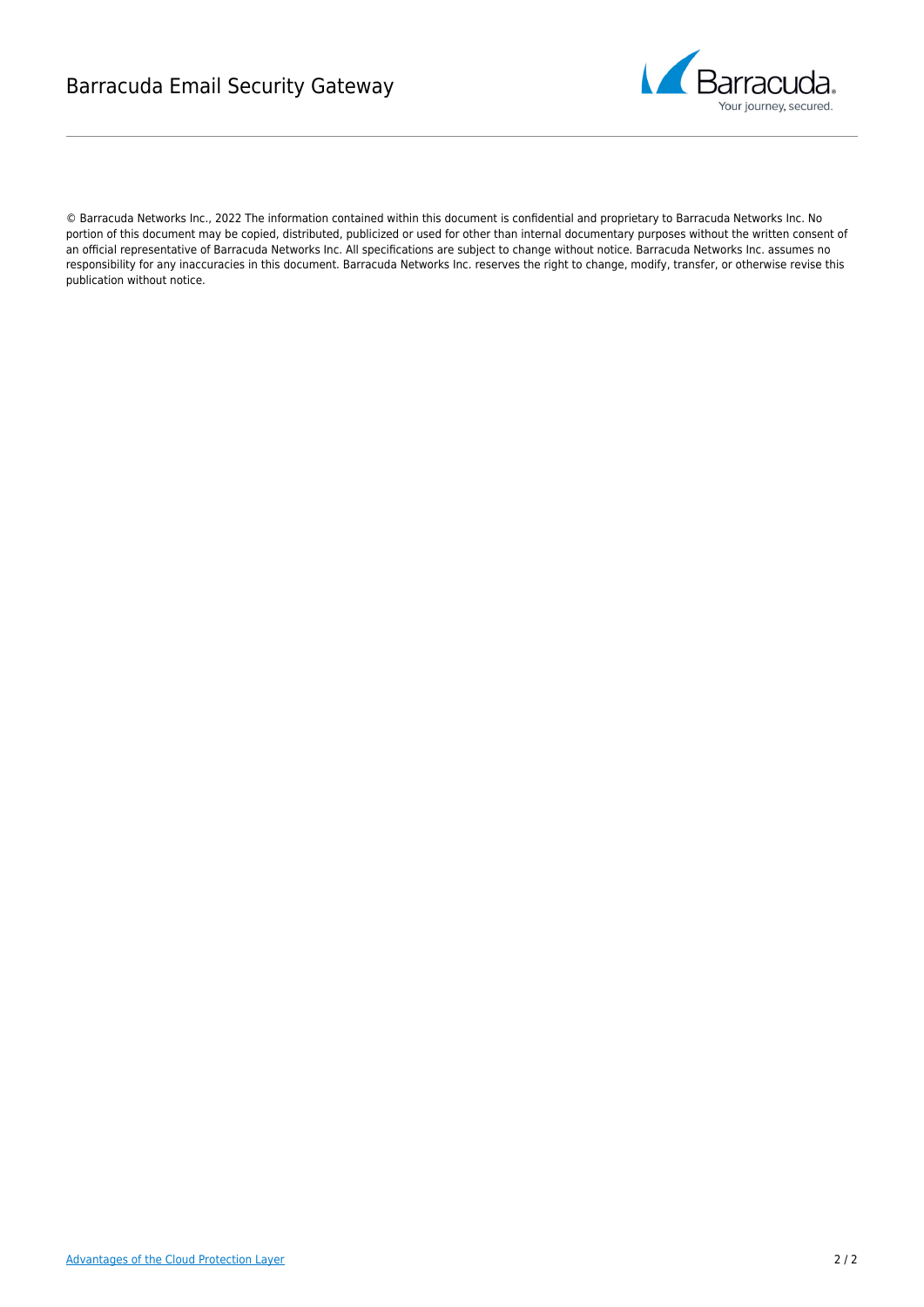© Barracuda Networks Inc., 2022 The information contained within this document is confidential and proprietary to Barracuda Networks Inc. No portion of this document may be copied, distributed, publicized or used for other than internal documentary purposes without the written consent of an official representative of Barracuda Networks Inc. All specifications are subject to change without notice. Barracuda Networks Inc. assumes no responsibility for any inaccuracies in this document. Barracuda Networks Inc. reserves the right to change, modify, transfer, or otherwise revise this publication without notice.